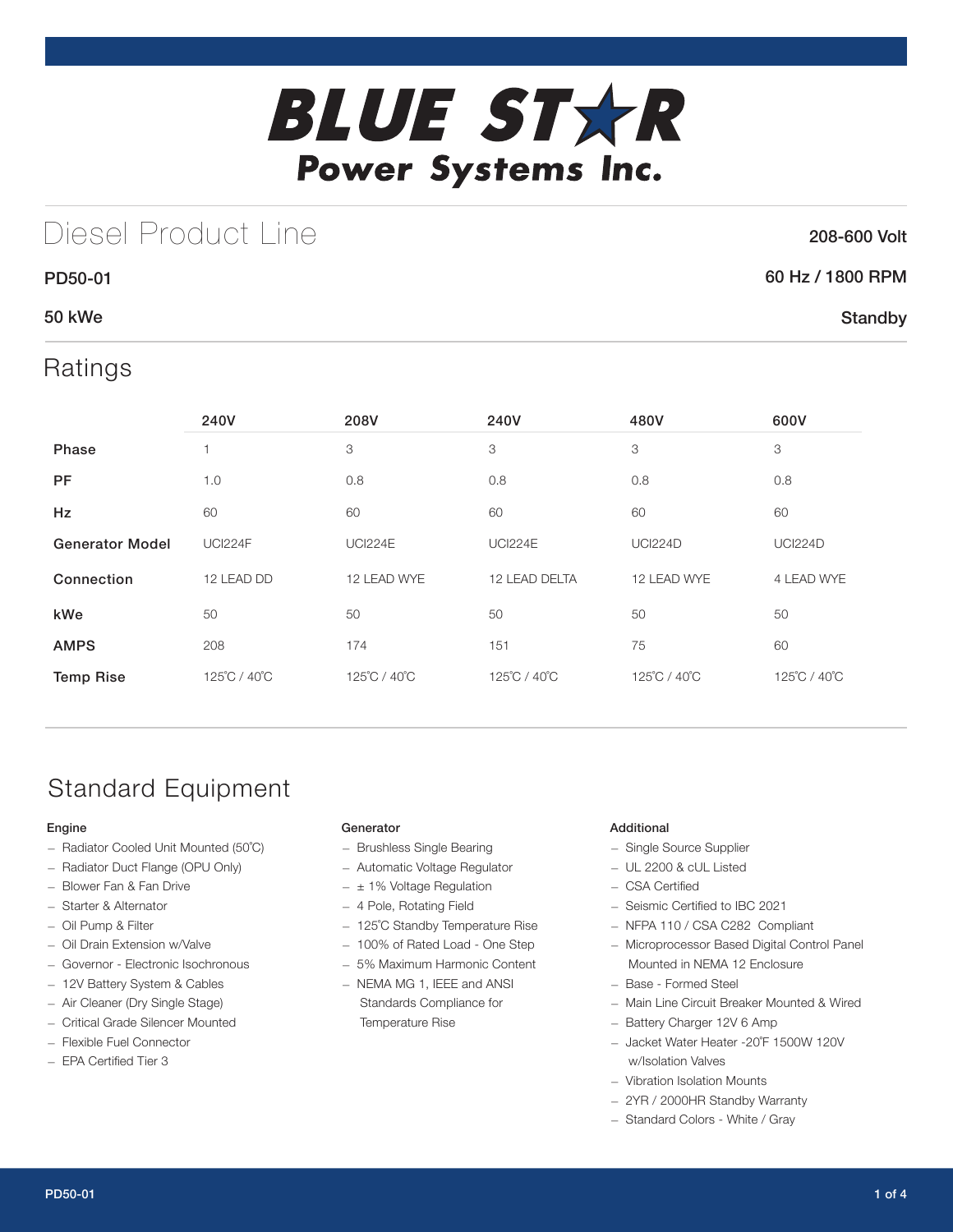# BLUE STAR Power Systems Inc.

## Diesel Product Line

208-600 Volt

**PD50-01**

60 Hz / 1800 RPM

**50 kWe**

Standby

## Ratings

| | 240V | 208V | 240V | 480V | 600V |
|---|---|---|---|---|---|
| **Phase** | 1 | 3 | 3 | 3 | 3 |
| **PF** | 1.0 | 0.8 | 0.8 | 0.8 | 0.8 |
| **Hz** | 60 | 60 | 60 | 60 | 60 |
| **Generator Model** | UCI224F | UCI224E | UCI224E | UCI224D | UCI224D |
| **Connection** | 12 LEAD DD | 12 LEAD WYE | 12 LEAD DELTA | 12 LEAD WYE | 4 LEAD WYE |
| **kWe** | 50 | 50 | 50 | 50 | 50 |
| **AMPS** | 208 | 174 | 151 | 75 | 60 |
| **Temp Rise** | 125˚C / 40˚C | 125˚C / 40˚C | 125˚C / 40˚C | 125˚C / 40˚C | 125˚C / 40˚C |

## Standard Equipment

### Engine

- Radiator Cooled Unit Mounted (50˚C)
- Radiator Duct Flange (OPU Only)
- Blower Fan & Fan Drive
- Starter & Alternator
- Oil Pump & Filter
- Oil Drain Extension w/Valve
- Governor - Electronic Isochronous
- 12V Battery System & Cables
- Air Cleaner (Dry Single Stage)
- Critical Grade Silencer Mounted
- Flexible Fuel Connector
- EPA Certified Tier 3

### Generator

- Brushless Single Bearing
- Automatic Voltage Regulator
- ± 1% Voltage Regulation
- 4 Pole, Rotating Field
- 125˚C Standby Temperature Rise
- 100% of Rated Load - One Step
- 5% Maximum Harmonic Content
- NEMA MG 1, IEEE and ANSI Standards Compliance for Temperature Rise

### Additional

- Single Source Supplier
- UL 2200 & cUL Listed
- CSA Certified
- Seismic Certified to IBC 2021
- NFPA 110 / CSA C282 Compliant
- Microprocessor Based Digital Control Panel Mounted in NEMA 12 Enclosure
- Base - Formed Steel
- Main Line Circuit Breaker Mounted & Wired
- Battery Charger 12V 6 Amp
- Jacket Water Heater -20˚F 1500W 120V w/Isolation Valves
- Vibration Isolation Mounts
- 2YR / 2000HR Standby Warranty
- Standard Colors - White / Gray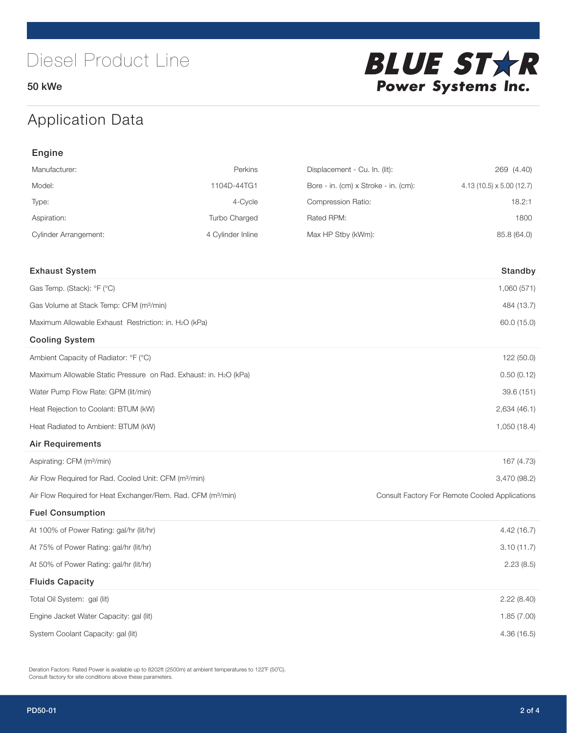# Diesel Product Line

50 kWe

BLUE STAR Power Systems Inc.

## Application Data

### Engine

| | | | |
|---|---|---|---|
| Manufacturer: | Perkins | Displacement - Cu. In. (lit): | 269 (4.40) |
| Model: | 1104D-44TG1 | Bore - in. (cm) x Stroke - in. (cm): | 4.13 (10.5) x 5.00 (12.7) |
| Type: | 4-Cycle | Compression Ratio: | 18.2:1 |
| Aspiration: | Turbo Charged | Rated RPM: | 1800 |
| Cylinder Arrangement: | 4 Cylinder Inline | Max HP Stby (kWm): | 85.8 (64.0) |

| Exhaust System | Standby |
|---|---|
| Gas Temp. (Stack): °F (°C) | 1,060 (571) |
| Gas Volume at Stack Temp: CFM (m³/min) | 484 (13.7) |
| Maximum Allowable Exhaust Restriction: in. $H_2O$ (kPa) | 60.0 (15.0) |
| **Cooling System** | |
| Ambient Capacity of Radiator: °F (°C) | 122 (50.0) |
| Maximum Allowable Static Pressure on Rad. Exhaust: in. $H_2O$ (kPa) | 0.50 (0.12) |
| Water Pump Flow Rate: GPM (lit/min) | 39.6 (151) |
| Heat Rejection to Coolant: BTUM (kW) | 2,634 (46.1) |
| Heat Radiated to Ambient: BTUM (kW) | 1,050 (18.4) |
| **Air Requirements** | |
| Aspirating: CFM (m³/min) | 167 (4.73) |
| Air Flow Required for Rad. Cooled Unit: CFM (m³/min) | 3,470 (98.2) |
| Air Flow Required for Heat Exchanger/Rem. Rad. CFM (m³/min) | Consult Factory For Remote Cooled Applications |
| **Fuel Consumption** | |
| At 100% of Power Rating: gal/hr (lit/hr) | 4.42 (16.7) |
| At 75% of Power Rating: gal/hr (lit/hr) | 3.10 (11.7) |
| At 50% of Power Rating: gal/hr (lit/hr) | 2.23 (8.5) |
| **Fluids Capacity** | |
| Total Oil System: gal (lit) | 2.22 (8.40) |
| Engine Jacket Water Capacity: gal (lit) | 1.85 (7.00) |
| System Coolant Capacity: gal (lit) | 4.36 (16.5) |

Deration Factors: Rated Power is available up to 8202ft (2500m) at ambient temperatures to 122˚F (50˚C).
Consult factory for site conditions above these parameters.

PD50-01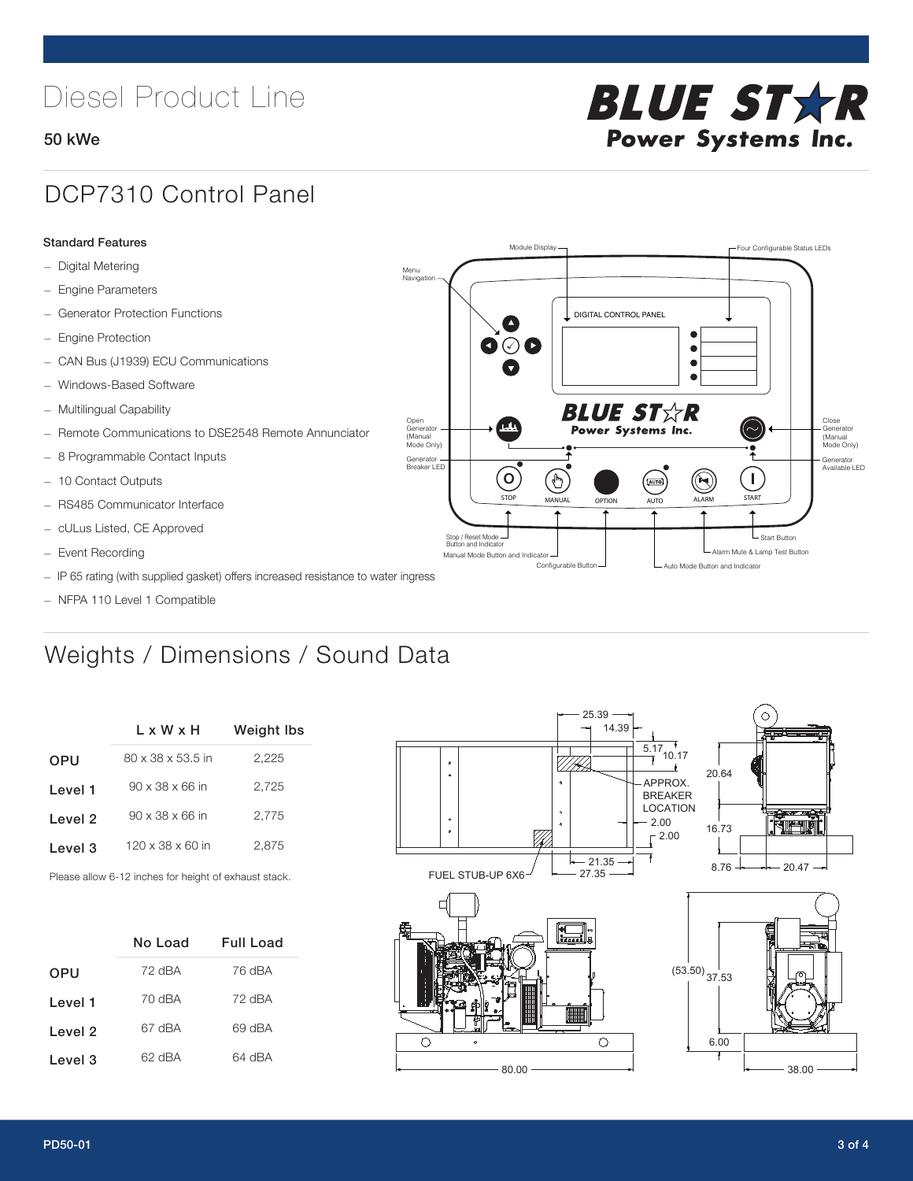# Diesel Product Line

**50 kWe**

## DCP7310 Control Panel

**Standard Features**

- Digital Metering
- Engine Parameters
- Generator Protection Functions
- Engine Protection
- CAN Bus (J1939) ECU Communications
- Windows-Based Software
- Multilingual Capability
- Remote Communications to DSE2548 Remote Annunciator
- 8 Programmable Contact Inputs
- 10 Contact Outputs
- RS485 Communicator Interface
- cULus Listed, CE Approved
- Event Recording
- IP 65 rating (with supplied gasket) offers increased resistance to water ingress
- NFPA 110 Level 1 Compatible

## Weights / Dimensions / Sound Data

| | L x W x H | Weight lbs |
|---|---|---|
| OPU | 80 x 38 x 53.5 in | 2,225 |
| Level 1 | 90 x 38 x 66 in | 2,725 |
| Level 2 | 90 x 38 x 66 in | 2,775 |
| Level 3 | 120 x 38 x 60 in | 2,875 |

Please allow 6-12 inches for height of exhaust stack.

| | No Load | Full Load |
|---|---|---|
| OPU | 72 dBA | 76 dBA |
| Level 1 | 70 dBA | 72 dBA |
| Level 2 | 67 dBA | 69 dBA |
| Level 3 | 62 dBA | 64 dBA |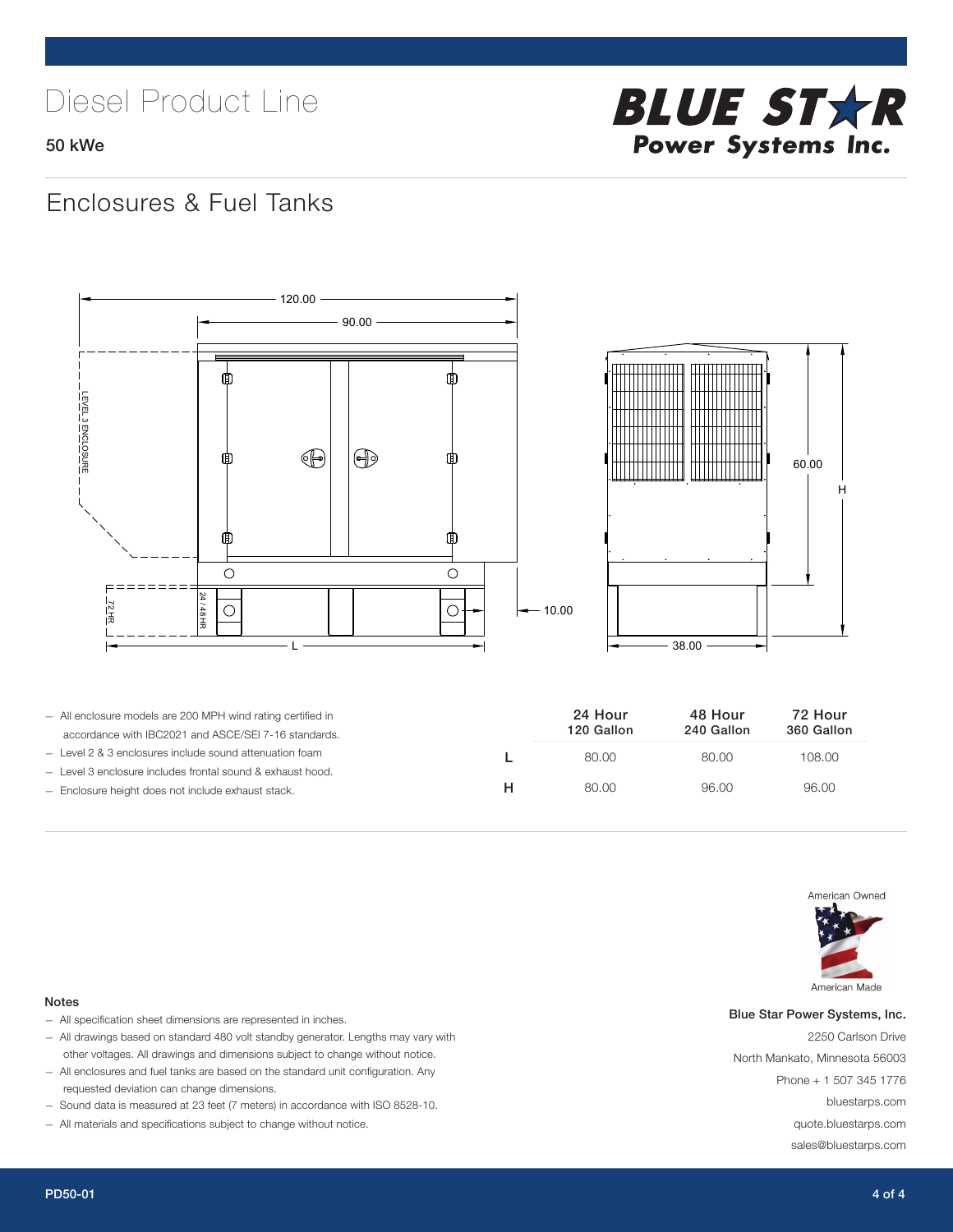# Diesel Product Line

50 kWe

BLUE STAR Power Systems Inc.

## Enclosures & Fuel Tanks

120.00

90.00

LEVEL 3 ENCLOSURE

72 HR

24 / 48 HR

10.00

L

60.00

H

38.00

- All enclosure models are 200 MPH wind rating certified in accordance with IBC2021 and ASCE/SEI 7-16 standards.
- Level 2 & 3 enclosures include sound attenuation foam
- Level 3 enclosure includes frontal sound & exhaust hood.
- Enclosure height does not include exhaust stack.

| | 24 Hour 120 Gallon | 48 Hour 240 Gallon | 72 Hour 360 Gallon |
|---|---|---|---|
| L | 80.00 | 80.00 | 108.00 |
| H | 80.00 | 96.00 | 96.00 |

American Owned

American Made

### Notes

- All specification sheet dimensions are represented in inches.
- All drawings based on standard 480 volt standby generator. Lengths may vary with other voltages. All drawings and dimensions subject to change without notice.
- All enclosures and fuel tanks are based on the standard unit configuration. Any requested deviation can change dimensions.
- Sound data is measured at 23 feet (7 meters) in accordance with ISO 8528-10.
- All materials and specifications subject to change without notice.

**Blue Star Power Systems, Inc.**
2250 Carlson Drive
North Mankato, Minnesota 56003
Phone + 1 507 345 1776
bluestarps.com
quote.bluestarps.com
sales@bluestarps.com

PD50-01